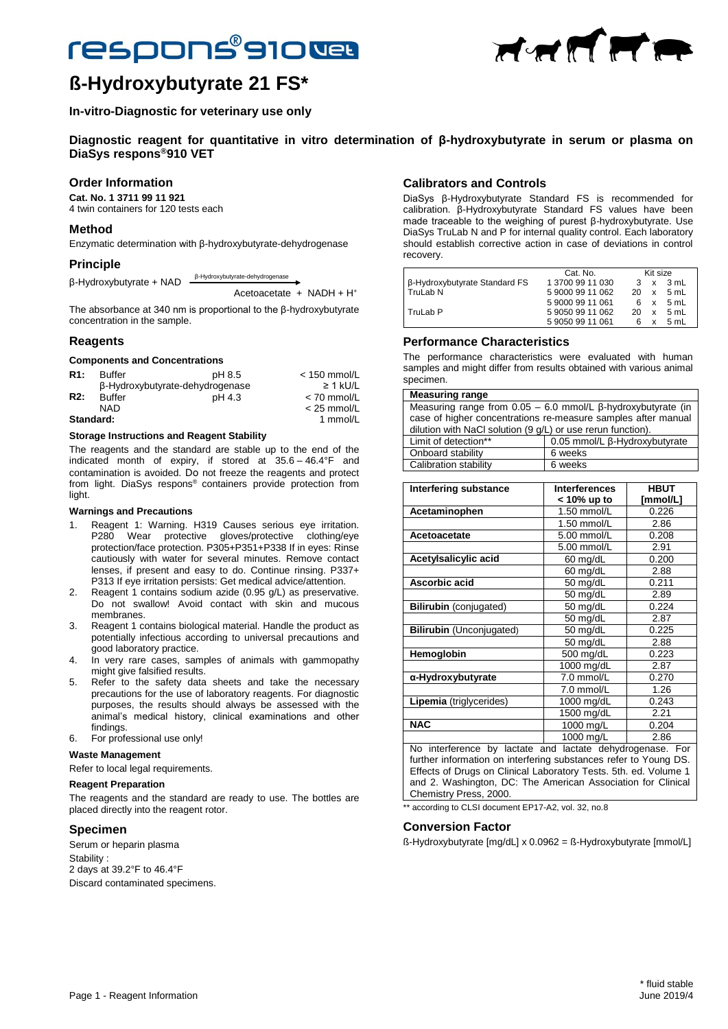# respons®910 VET

# ß-Hydroxybutyrate 21 FS*

**In-vitro-Diagnostic for veterinary use only**

**Diagnostic reagent for quantitative in vitro determination of β-hydroxybutyrate in serum or plasma on DiaSys respons®910 VET**

## Order Information

**Cat. No. 1 3711 99 11 921**
4 twin containers for 120 tests each

## Method

Enzymatic determination with β-hydroxybutyrate-dehydrogenase

## Principle

β-Hydroxybutyrate + NAD $\xrightarrow{\text{β-Hydroxybutyrate-dehydrogenase}}$ Acetoacetate + NADH + $H^+$

The absorbance at 340 nm is proportional to the β-hydroxybutyrate concentration in the sample.

## Reagents

### Components and Concentrations

| | | | |
|---|---|---|---|
| **R1:** | Buffer | pH 8.5 | < 150 mmol/L |
| | β-Hydroxybutyrate-dehydrogenase | | ≥ 1 kU/L |
| **R2:** | Buffer | pH 4.3 | < 70 mmol/L |
| | NAD | | < 25 mmol/L |
| **Standard:** | | | 1 mmol/L |

### Storage Instructions and Reagent Stability

The reagents and the standard are stable up to the end of the indicated month of expiry, if stored at 35.6 – 46.4°F and contamination is avoided. Do not freeze the reagents and protect from light. DiaSys respons® containers provide protection from light.

### Warnings and Precautions

1. Reagent 1: Warning. H319 Causes serious eye irritation. P280 Wear protective gloves/protective clothing/eye protection/face protection. P305+P351+P338 If in eyes: Rinse cautiously with water for several minutes. Remove contact lenses, if present and easy to do. Continue rinsing. P337+ P313 If eye irritation persists: Get medical advice/attention.
2. Reagent 1 contains sodium azide (0.95 g/L) as preservative. Do not swallow! Avoid contact with skin and mucous membranes.
3. Reagent 1 contains biological material. Handle the product as potentially infectious according to universal precautions and good laboratory practice.
4. In very rare cases, samples of animals with gammopathy might give falsified results.
5. Refer to the safety data sheets and take the necessary precautions for the use of laboratory reagents. For diagnostic purposes, the results should always be assessed with the animal's medical history, clinical examinations and other findings.
6. For professional use only!

### Waste Management

Refer to local legal requirements.

### Reagent Preparation

The reagents and the standard are ready to use. The bottles are placed directly into the reagent rotor.

## Specimen

Serum or heparin plasma

Stability :
2 days at 39.2°F to 46.4°F

Discard contaminated specimens.

## Calibrators and Controls

DiaSys β-Hydroxybutyrate Standard FS is recommended for calibration. β-Hydroxybutyrate Standard FS values have been made traceable to the weighing of purest β-hydroxybutyrate. Use DiaSys TruLab N and P for internal quality control. Each laboratory should establish corrective action in case of deviations in control recovery.

| | Cat. No. | Kit size |
|---|---|---|
| β-Hydroxybutyrate Standard FS | 1 3700 99 11 030 | 3 x 3 mL |
| TruLab N | 5 9000 99 11 062 | 20 x 5 mL |
| | 5 9000 99 11 061 | 6 x 5 mL |
| TruLab P | 5 9050 99 11 062 | 20 x 5 mL |
| | 5 9050 99 11 061 | 6 x 5 mL |

## Performance Characteristics

The performance characteristics were evaluated with human samples and might differ from results obtained with various animal specimen.

| **Measuring range** | |
|---|---|
| Measuring range from 0.05 – 6.0 mmol/L β-hydroxybutyrate (in case of higher concentrations re-measure samples after manual dilution with NaCl solution (9 g/L) or use rerun function). | |
| Limit of detection** | 0.05 mmol/L β-Hydroxybutyrate |
| Onboard stability | 6 weeks |
| Calibration stability | 6 weeks |

| Interfering substance | Interferences < 10% up to | HBUT [mmol/L] |
|---|---|---|
| **Acetaminophen** | 1.50 mmol/L | 0.226 |
| | 1.50 mmol/L | 2.86 |
| **Acetoacetate** | 5.00 mmol/L | 0.208 |
| | 5.00 mmol/L | 2.91 |
| **Acetylsalicylic acid** | 60 mg/dL | 0.200 |
| | 60 mg/dL | 2.88 |
| **Ascorbic acid** | 50 mg/dL | 0.211 |
| | 50 mg/dL | 2.89 |
| **Bilirubin** (conjugated) | 50 mg/dL | 0.224 |
| | 50 mg/dL | 2.87 |
| **Bilirubin** (Unconjugated) | 50 mg/dL | 0.225 |
| | 50 mg/dL | 2.88 |
| **Hemoglobin** | 500 mg/dL | 0.223 |
| | 1000 mg/dL | 2.87 |
| **α-Hydroxybutyrate** | 7.0 mmol/L | 0.270 |
| | 7.0 mmol/L | 1.26 |
| **Lipemia** (triglycerides) | 1000 mg/dL | 0.243 |
| | 1500 mg/dL | 2.21 |
| **NAC** | 1000 mg/L | 0.204 |
| | 1000 mg/L | 2.86 |

No interference by lactate and lactate dehydrogenase. For further information on interfering substances refer to Young DS. Effects of Drugs on Clinical Laboratory Tests. 5th. ed. Volume 1 and 2. Washington, DC: The American Association for Clinical Chemistry Press, 2000.

** according to CLSI document EP17-A2, vol. 32, no.8

## Conversion Factor

ß-Hydroxybutyrate [mg/dL] x 0.0962 = ß-Hydroxybutyrate [mmol/L]

\* fluid stable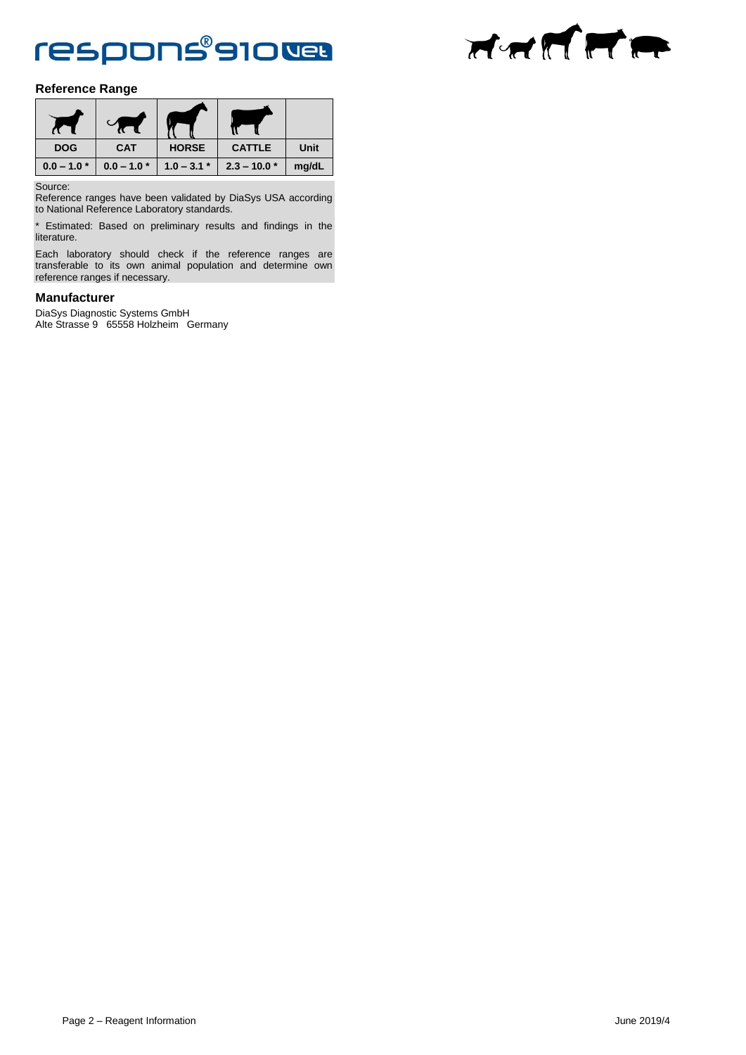## Reference Range

| DOG | CAT | HORSE | CATTLE | Unit |
|---|---|---|---|---|
| 0.0 – 1.0 * | 0.0 – 1.0 * | 1.0 – 3.1 * | 2.3 – 10.0 * | mg/dL |

Source:
Reference ranges have been validated by DiaSys USA according to National Reference Laboratory standards.

* Estimated: Based on preliminary results and findings in the literature.

Each laboratory should check if the reference ranges are transferable to its own animal population and determine own reference ranges if necessary.

## Manufacturer

DiaSys Diagnostic Systems GmbH
Alte Strasse 9 65558 Holzheim Germany